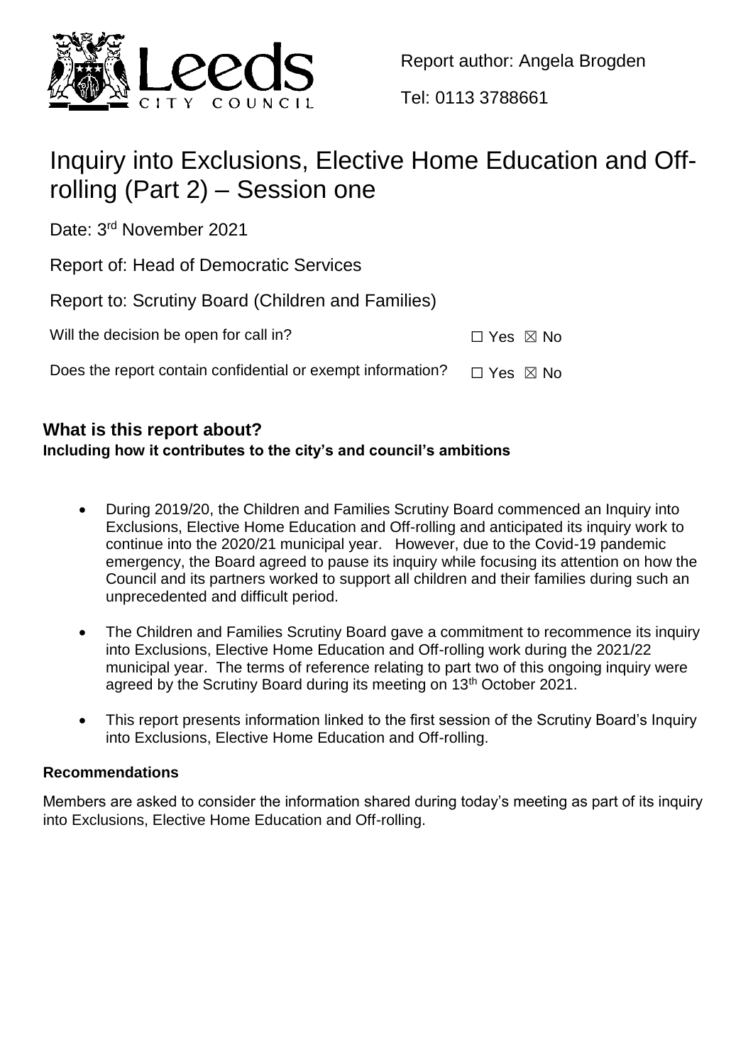Report author: Angela Brogden

Tel: 0113 3788661

# Inquiry into Exclusions, Elective Home Education and Off-rolling (Part 2) – Session one

Date: 3rd November 2021

Report of: Head of Democratic Services

Report to: Scrutiny Board (Children and Families)

Will the decision be open for call in? ☐ Yes ☒ No

Does the report contain confidential or exempt information? ☐ Yes ☒ No

## What is this report about?

**Including how it contributes to the city's and council's ambitions**

- During 2019/20, the Children and Families Scrutiny Board commenced an Inquiry into Exclusions, Elective Home Education and Off-rolling and anticipated its inquiry work to continue into the 2020/21 municipal year. However, due to the Covid-19 pandemic emergency, the Board agreed to pause its inquiry while focusing its attention on how the Council and its partners worked to support all children and their families during such an unprecedented and difficult period.
- The Children and Families Scrutiny Board gave a commitment to recommence its inquiry into Exclusions, Elective Home Education and Off-rolling work during the 2021/22 municipal year. The terms of reference relating to part two of this ongoing inquiry were agreed by the Scrutiny Board during its meeting on 13th October 2021.
- This report presents information linked to the first session of the Scrutiny Board's Inquiry into Exclusions, Elective Home Education and Off-rolling.

### Recommendations

Members are asked to consider the information shared during today's meeting as part of its inquiry into Exclusions, Elective Home Education and Off-rolling.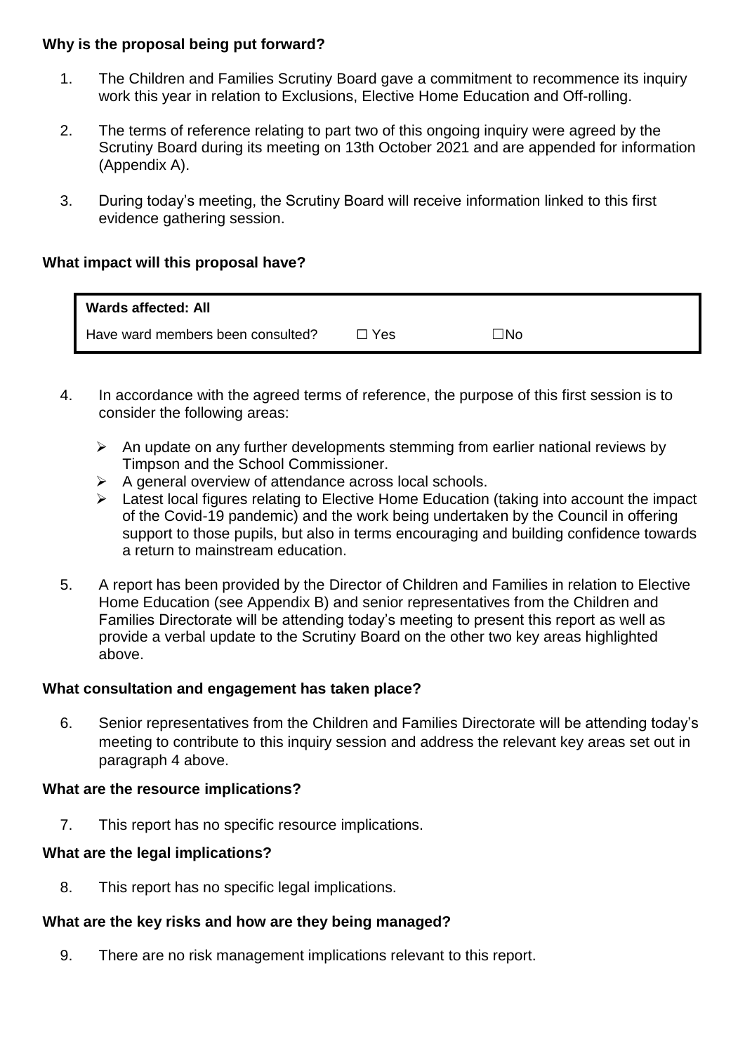**Why is the proposal being put forward?**

1. The Children and Families Scrutiny Board gave a commitment to recommence its inquiry work this year in relation to Exclusions, Elective Home Education and Off-rolling.

2. The terms of reference relating to part two of this ongoing inquiry were agreed by the Scrutiny Board during its meeting on 13th October 2021 and are appended for information (Appendix A).

3. During today's meeting, the Scrutiny Board will receive information linked to this first evidence gathering session.

**What impact will this proposal have?**

| **Wards affected: All** | | |
|---|---|---|
| Have ward members been consulted? | ☐ Yes | ☐No |

4. In accordance with the agreed terms of reference, the purpose of this first session is to consider the following areas:

   - An update on any further developments stemming from earlier national reviews by Timpson and the School Commissioner.
   - A general overview of attendance across local schools.
   - Latest local figures relating to Elective Home Education (taking into account the impact of the Covid-19 pandemic) and the work being undertaken by the Council in offering support to those pupils, but also in terms encouraging and building confidence towards a return to mainstream education.

5. A report has been provided by the Director of Children and Families in relation to Elective Home Education (see Appendix B) and senior representatives from the Children and Families Directorate will be attending today's meeting to present this report as well as provide a verbal update to the Scrutiny Board on the other two key areas highlighted above.

**What consultation and engagement has taken place?**

6. Senior representatives from the Children and Families Directorate will be attending today's meeting to contribute to this inquiry session and address the relevant key areas set out in paragraph 4 above.

**What are the resource implications?**

7. This report has no specific resource implications.

**What are the legal implications?**

8. This report has no specific legal implications.

**What are the key risks and how are they being managed?**

9. There are no risk management implications relevant to this report.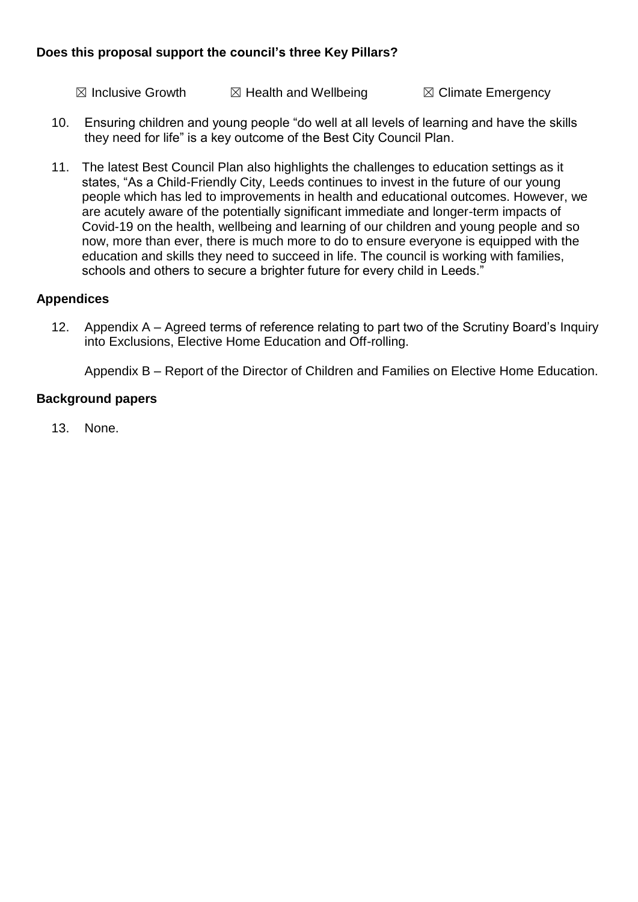**Does this proposal support the council's three Key Pillars?**

☒ Inclusive Growth ☒ Health and Wellbeing ☒ Climate Emergency

10. Ensuring children and young people "do well at all levels of learning and have the skills they need for life" is a key outcome of the Best City Council Plan.

11. The latest Best Council Plan also highlights the challenges to education settings as it states, "As a Child-Friendly City, Leeds continues to invest in the future of our young people which has led to improvements in health and educational outcomes. However, we are acutely aware of the potentially significant immediate and longer-term impacts of Covid-19 on the health, wellbeing and learning of our children and young people and so now, more than ever, there is much more to do to ensure everyone is equipped with the education and skills they need to succeed in life. The council is working with families, schools and others to secure a brighter future for every child in Leeds."

## Appendices

12. Appendix A – Agreed terms of reference relating to part two of the Scrutiny Board's Inquiry into Exclusions, Elective Home Education and Off-rolling.

    Appendix B – Report of the Director of Children and Families on Elective Home Education.

## Background papers

13. None.